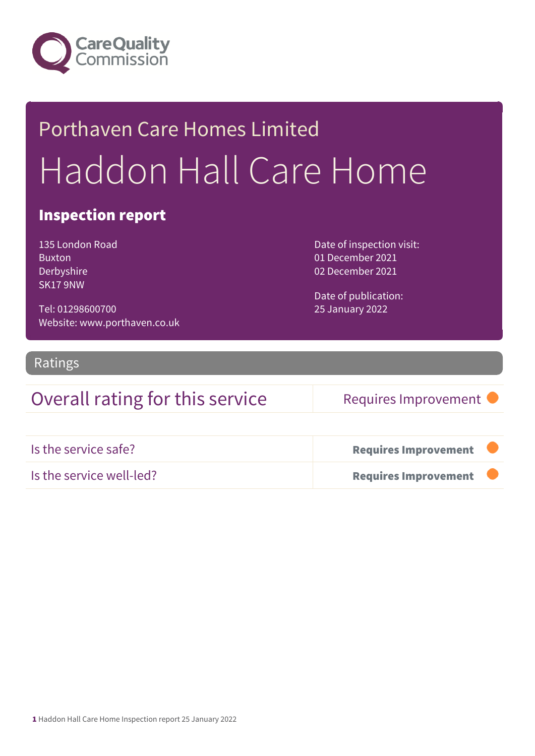Care Quality Commission

# Porthaven Care Homes Limited

# Haddon Hall Care Home

## Inspection report

135 London Road
Buxton
Derbyshire
SK17 9NW

Tel: 01298600700
Website: www.porthaven.co.uk

Date of inspection visit:
01 December 2021
02 December 2021

Date of publication:
25 January 2022

## Ratings

| Overall rating for this service | Requires Improvement |
|---|---|
| Is the service safe? | **Requires Improvement** |
| Is the service well-led? | **Requires Improvement** |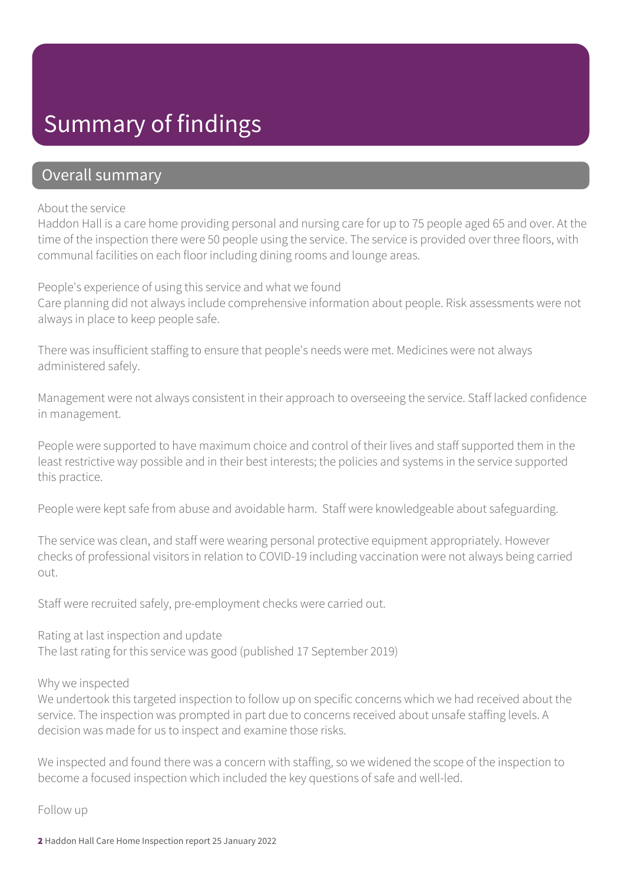# Summary of findings

## Overall summary

About the service

Haddon Hall is a care home providing personal and nursing care for up to 75 people aged 65 and over. At the time of the inspection there were 50 people using the service. The service is provided over three floors, with communal facilities on each floor including dining rooms and lounge areas.

People's experience of using this service and what we found

Care planning did not always include comprehensive information about people. Risk assessments were not always in place to keep people safe.

There was insufficient staffing to ensure that people's needs were met. Medicines were not always administered safely.

Management were not always consistent in their approach to overseeing the service. Staff lacked confidence in management.

People were supported to have maximum choice and control of their lives and staff supported them in the least restrictive way possible and in their best interests; the policies and systems in the service supported this practice.

People were kept safe from abuse and avoidable harm. Staff were knowledgeable about safeguarding.

The service was clean, and staff were wearing personal protective equipment appropriately. However checks of professional visitors in relation to COVID-19 including vaccination were not always being carried out.

Staff were recruited safely, pre-employment checks were carried out.

Rating at last inspection and update

The last rating for this service was good (published 17 September 2019)

Why we inspected

We undertook this targeted inspection to follow up on specific concerns which we had received about the service. The inspection was prompted in part due to concerns received about unsafe staffing levels. A decision was made for us to inspect and examine those risks.

We inspected and found there was a concern with staffing, so we widened the scope of the inspection to become a focused inspection which included the key questions of safe and well-led.

Follow up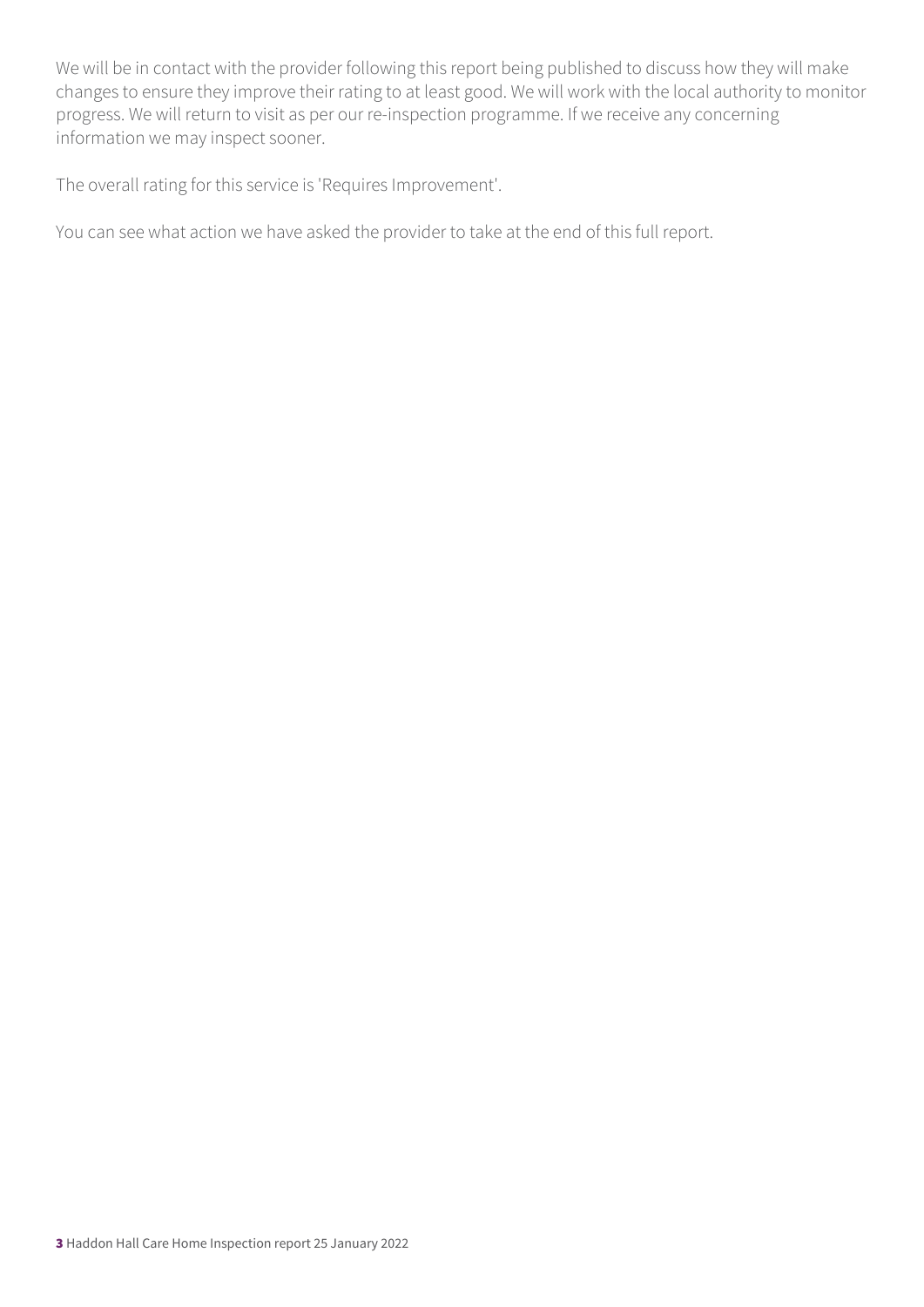We will be in contact with the provider following this report being published to discuss how they will make changes to ensure they improve their rating to at least good. We will work with the local authority to monitor progress. We will return to visit as per our re-inspection programme. If we receive any concerning information we may inspect sooner.

The overall rating for this service is 'Requires Improvement'.

You can see what action we have asked the provider to take at the end of this full report.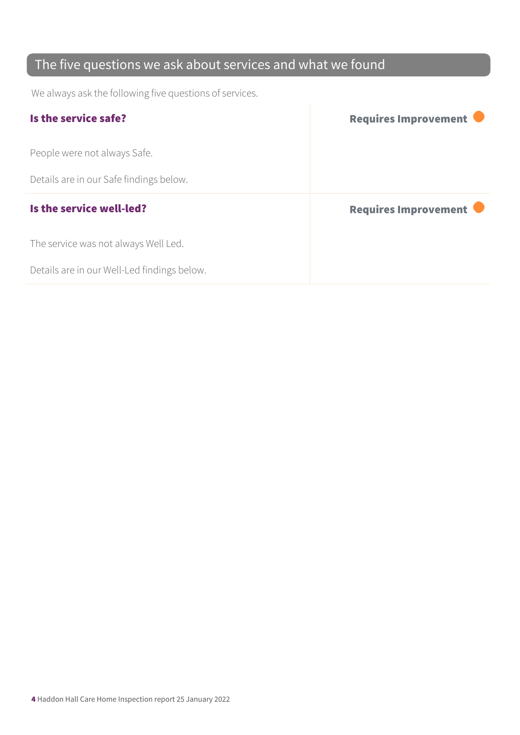## The five questions we ask about services and what we found

We always ask the following five questions of services.

| | |
|---|---|
| **Is the service safe?**<br><br>People were not always Safe.<br><br>Details are in our Safe findings below. | **Requires Improvement** |
| **Is the service well-led?**<br><br>The service was not always Well Led.<br><br>Details are in our Well-Led findings below. | **Requires Improvement** |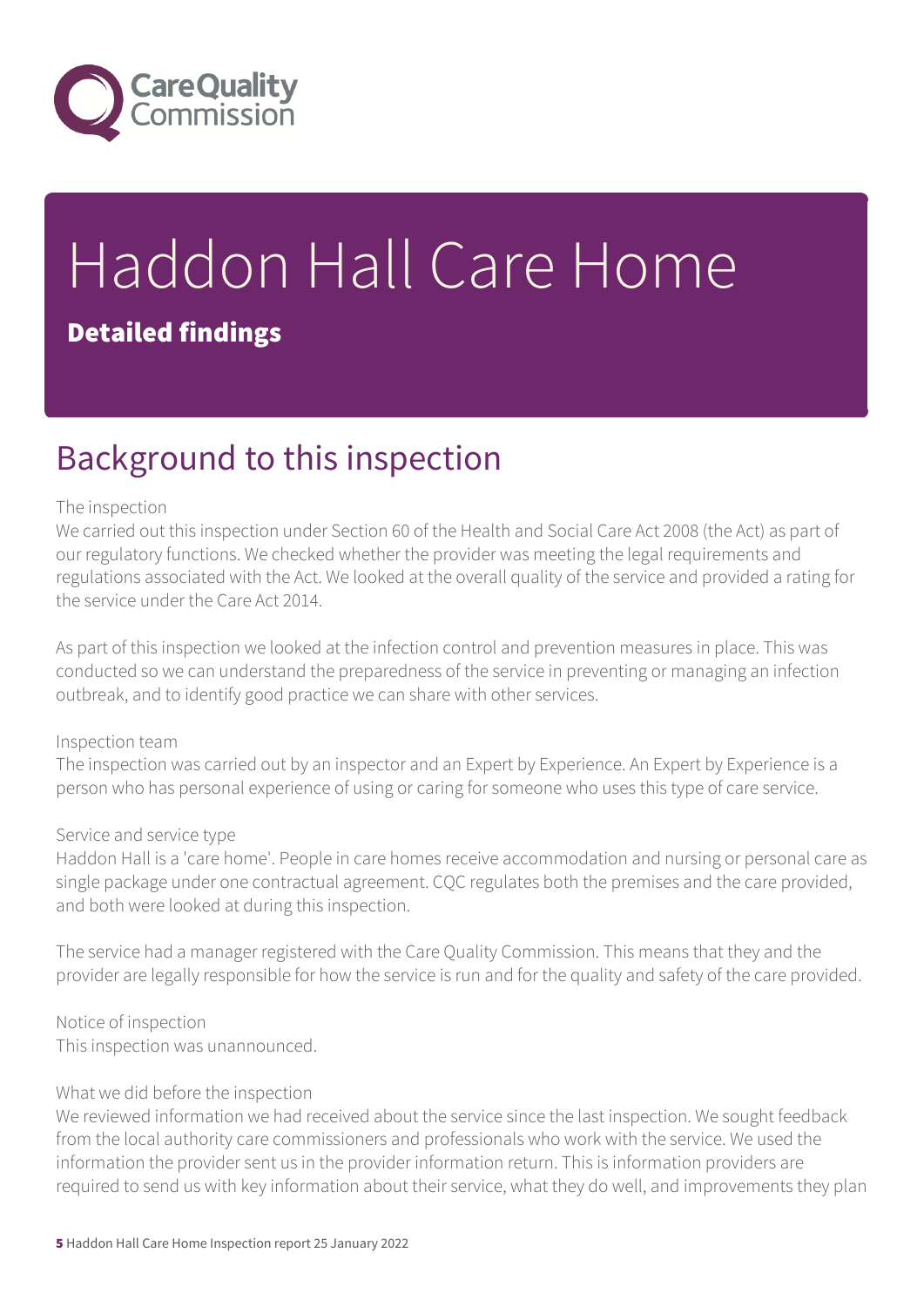# Haddon Hall Care Home

## Detailed findings

## Background to this inspection

The inspection

We carried out this inspection under Section 60 of the Health and Social Care Act 2008 (the Act) as part of our regulatory functions. We checked whether the provider was meeting the legal requirements and regulations associated with the Act. We looked at the overall quality of the service and provided a rating for the service under the Care Act 2014.

As part of this inspection we looked at the infection control and prevention measures in place. This was conducted so we can understand the preparedness of the service in preventing or managing an infection outbreak, and to identify good practice we can share with other services.

Inspection team

The inspection was carried out by an inspector and an Expert by Experience. An Expert by Experience is a person who has personal experience of using or caring for someone who uses this type of care service.

Service and service type

Haddon Hall is a 'care home'. People in care homes receive accommodation and nursing or personal care as single package under one contractual agreement. CQC regulates both the premises and the care provided, and both were looked at during this inspection.

The service had a manager registered with the Care Quality Commission. This means that they and the provider are legally responsible for how the service is run and for the quality and safety of the care provided.

Notice of inspection

This inspection was unannounced.

What we did before the inspection

We reviewed information we had received about the service since the last inspection. We sought feedback from the local authority care commissioners and professionals who work with the service. We used the information the provider sent us in the provider information return. This is information providers are required to send us with key information about their service, what they do well, and improvements they plan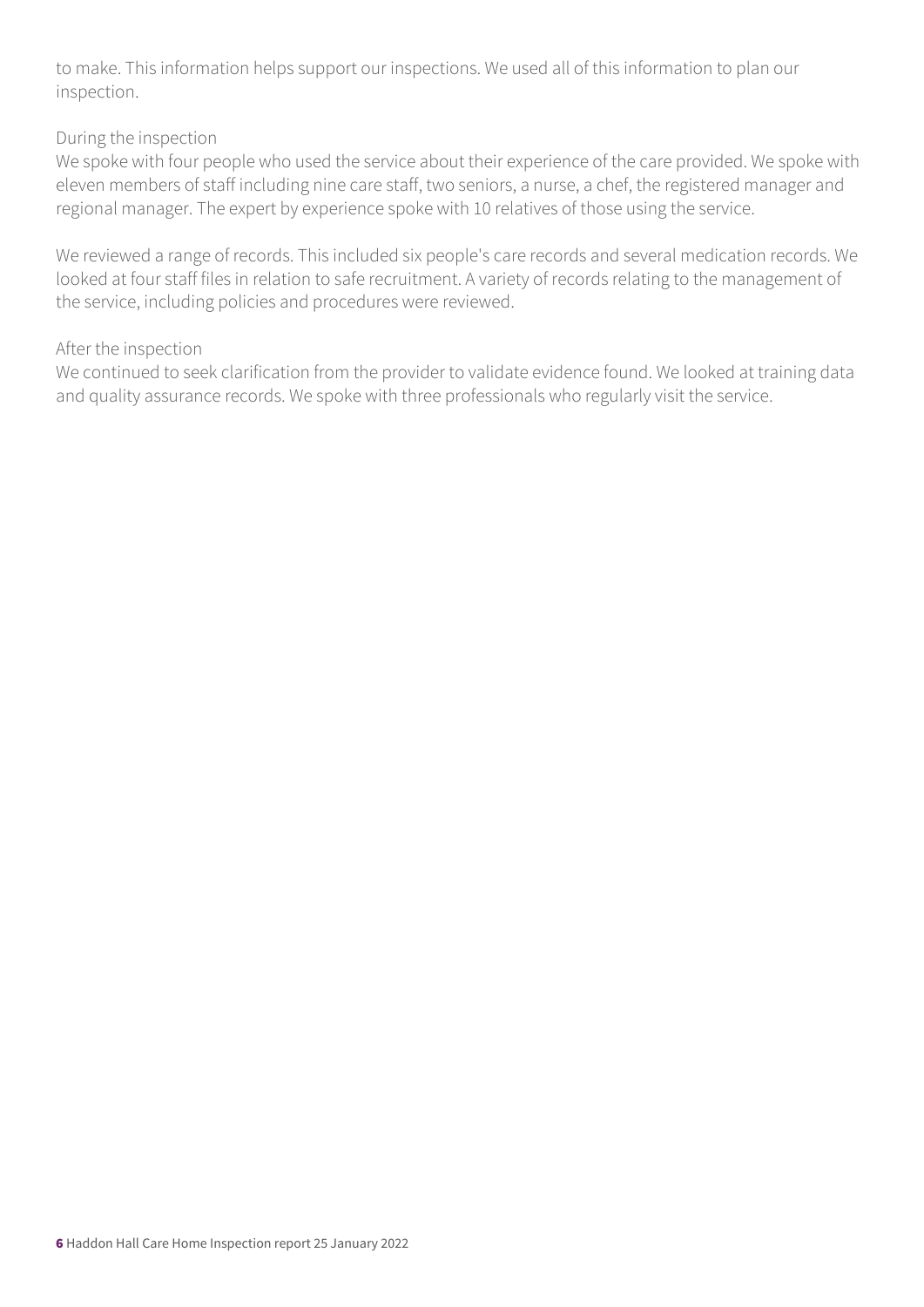to make. This information helps support our inspections. We used all of this information to plan our inspection.

During the inspection
We spoke with four people who used the service about their experience of the care provided. We spoke with eleven members of staff including nine care staff, two seniors, a nurse, a chef, the registered manager and regional manager. The expert by experience spoke with 10 relatives of those using the service.

We reviewed a range of records. This included six people's care records and several medication records. We looked at four staff files in relation to safe recruitment. A variety of records relating to the management of the service, including policies and procedures were reviewed.

After the inspection
We continued to seek clarification from the provider to validate evidence found. We looked at training data and quality assurance records. We spoke with three professionals who regularly visit the service.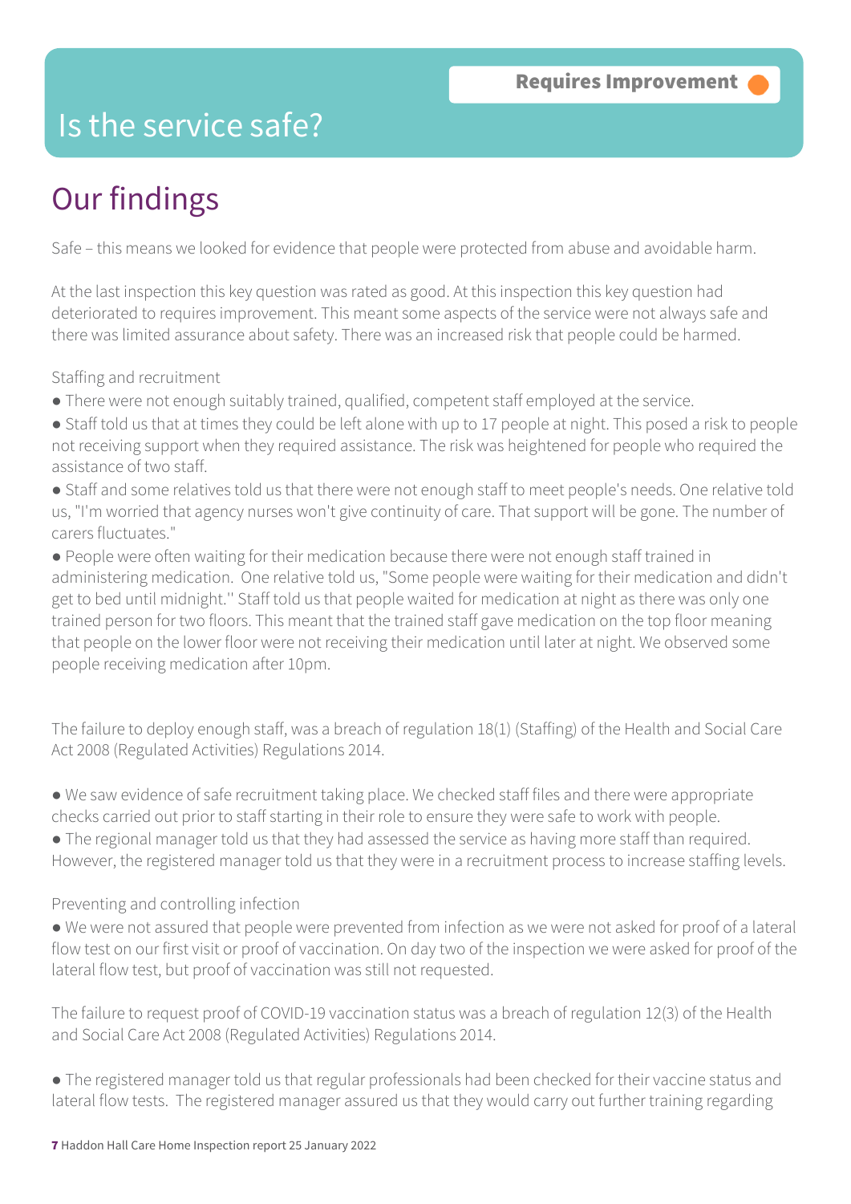# Is the service safe?

**Requires Improvement**

## Our findings

Safe – this means we looked for evidence that people were protected from abuse and avoidable harm.

At the last inspection this key question was rated as good. At this inspection this key question had deteriorated to requires improvement. This meant some aspects of the service were not always safe and there was limited assurance about safety. There was an increased risk that people could be harmed.

Staffing and recruitment

- There were not enough suitably trained, qualified, competent staff employed at the service.
- Staff told us that at times they could be left alone with up to 17 people at night. This posed a risk to people not receiving support when they required assistance. The risk was heightened for people who required the assistance of two staff.
- Staff and some relatives told us that there were not enough staff to meet people's needs. One relative told us, "I'm worried that agency nurses won't give continuity of care. That support will be gone. The number of carers fluctuates."
- People were often waiting for their medication because there were not enough staff trained in administering medication. One relative told us, "Some people were waiting for their medication and didn't get to bed until midnight.'' Staff told us that people waited for medication at night as there was only one trained person for two floors. This meant that the trained staff gave medication on the top floor meaning that people on the lower floor were not receiving their medication until later at night. We observed some people receiving medication after 10pm.

The failure to deploy enough staff, was a breach of regulation 18(1) (Staffing) of the Health and Social Care Act 2008 (Regulated Activities) Regulations 2014.

- We saw evidence of safe recruitment taking place. We checked staff files and there were appropriate checks carried out prior to staff starting in their role to ensure they were safe to work with people.
- The regional manager told us that they had assessed the service as having more staff than required. However, the registered manager told us that they were in a recruitment process to increase staffing levels.

Preventing and controlling infection

- We were not assured that people were prevented from infection as we were not asked for proof of a lateral flow test on our first visit or proof of vaccination. On day two of the inspection we were asked for proof of the lateral flow test, but proof of vaccination was still not requested.

The failure to request proof of COVID-19 vaccination status was a breach of regulation 12(3) of the Health and Social Care Act 2008 (Regulated Activities) Regulations 2014.

- The registered manager told us that regular professionals had been checked for their vaccine status and lateral flow tests. The registered manager assured us that they would carry out further training regarding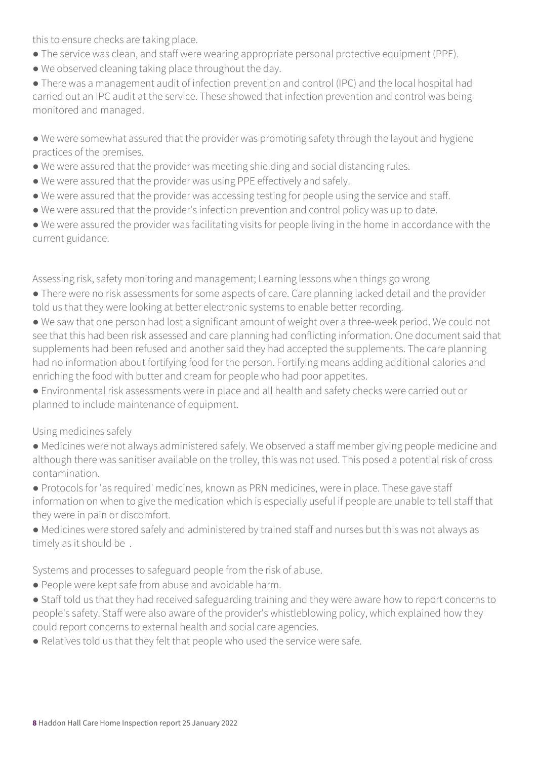this to ensure checks are taking place.

- The service was clean, and staff were wearing appropriate personal protective equipment (PPE).
- We observed cleaning taking place throughout the day.
- There was a management audit of infection prevention and control (IPC) and the local hospital had carried out an IPC audit at the service. These showed that infection prevention and control was being monitored and managed.

- We were somewhat assured that the provider was promoting safety through the layout and hygiene practices of the premises.
- We were assured that the provider was meeting shielding and social distancing rules.
- We were assured that the provider was using PPE effectively and safely.
- We were assured that the provider was accessing testing for people using the service and staff.
- We were assured that the provider's infection prevention and control policy was up to date.
- We were assured the provider was facilitating visits for people living in the home in accordance with the current guidance.

Assessing risk, safety monitoring and management; Learning lessons when things go wrong

- There were no risk assessments for some aspects of care. Care planning lacked detail and the provider told us that they were looking at better electronic systems to enable better recording.
- We saw that one person had lost a significant amount of weight over a three-week period. We could not see that this had been risk assessed and care planning had conflicting information. One document said that supplements had been refused and another said they had accepted the supplements. The care planning had no information about fortifying food for the person. Fortifying means adding additional calories and enriching the food with butter and cream for people who had poor appetites.
- Environmental risk assessments were in place and all health and safety checks were carried out or planned to include maintenance of equipment.

Using medicines safely

- Medicines were not always administered safely. We observed a staff member giving people medicine and although there was sanitiser available on the trolley, this was not used. This posed a potential risk of cross contamination.
- Protocols for 'as required' medicines, known as PRN medicines, were in place. These gave staff information on when to give the medication which is especially useful if people are unable to tell staff that they were in pain or discomfort.
- Medicines were stored safely and administered by trained staff and nurses but this was not always as timely as it should be .

Systems and processes to safeguard people from the risk of abuse.

- People were kept safe from abuse and avoidable harm.
- Staff told us that they had received safeguarding training and they were aware how to report concerns to people's safety. Staff were also aware of the provider's whistleblowing policy, which explained how they could report concerns to external health and social care agencies.
- Relatives told us that they felt that people who used the service were safe.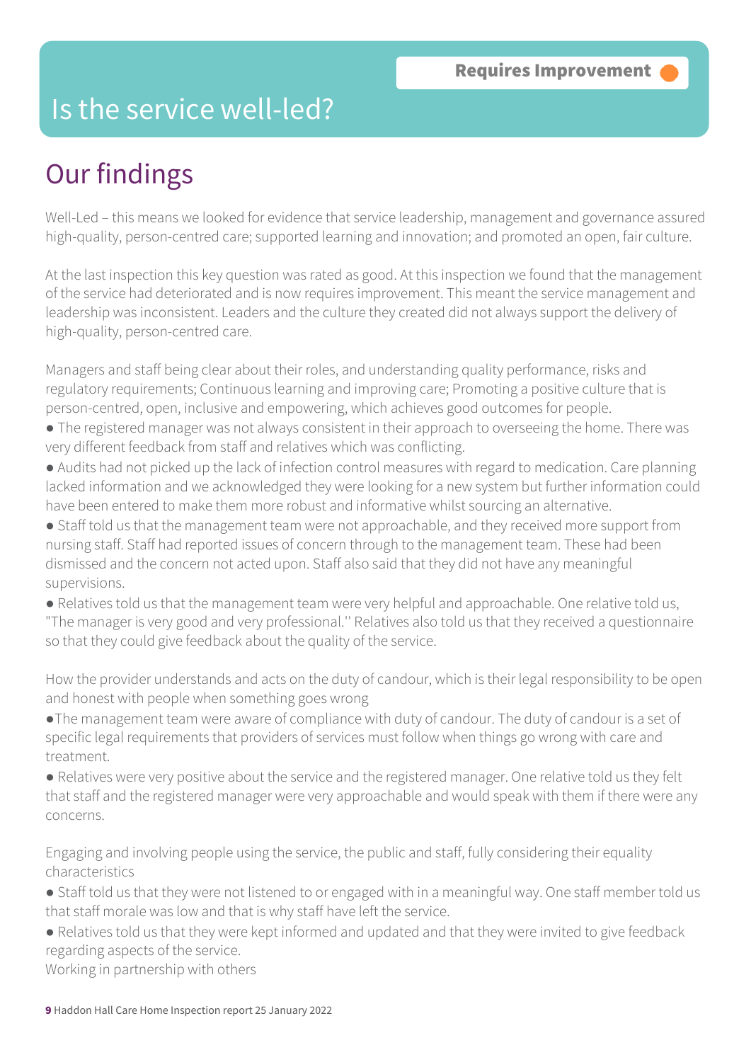Requires Improvement

# Is the service well-led?

## Our findings

Well-Led – this means we looked for evidence that service leadership, management and governance assured high-quality, person-centred care; supported learning and innovation; and promoted an open, fair culture.

At the last inspection this key question was rated as good. At this inspection we found that the management of the service had deteriorated and is now requires improvement. This meant the service management and leadership was inconsistent. Leaders and the culture they created did not always support the delivery of high-quality, person-centred care.

Managers and staff being clear about their roles, and understanding quality performance, risks and regulatory requirements; Continuous learning and improving care; Promoting a positive culture that is person-centred, open, inclusive and empowering, which achieves good outcomes for people.

- The registered manager was not always consistent in their approach to overseeing the home. There was very different feedback from staff and relatives which was conflicting.
- Audits had not picked up the lack of infection control measures with regard to medication. Care planning lacked information and we acknowledged they were looking for a new system but further information could have been entered to make them more robust and informative whilst sourcing an alternative.
- Staff told us that the management team were not approachable, and they received more support from nursing staff. Staff had reported issues of concern through to the management team. These had been dismissed and the concern not acted upon. Staff also said that they did not have any meaningful supervisions.
- Relatives told us that the management team were very helpful and approachable. One relative told us, "The manager is very good and very professional.'' Relatives also told us that they received a questionnaire so that they could give feedback about the quality of the service.

How the provider understands and acts on the duty of candour, which is their legal responsibility to be open and honest with people when something goes wrong

- The management team were aware of compliance with duty of candour. The duty of candour is a set of specific legal requirements that providers of services must follow when things go wrong with care and treatment.
- Relatives were very positive about the service and the registered manager. One relative told us they felt that staff and the registered manager were very approachable and would speak with them if there were any concerns.

Engaging and involving people using the service, the public and staff, fully considering their equality characteristics

- Staff told us that they were not listened to or engaged with in a meaningful way. One staff member told us that staff morale was low and that is why staff have left the service.
- Relatives told us that they were kept informed and updated and that they were invited to give feedback regarding aspects of the service.

Working in partnership with others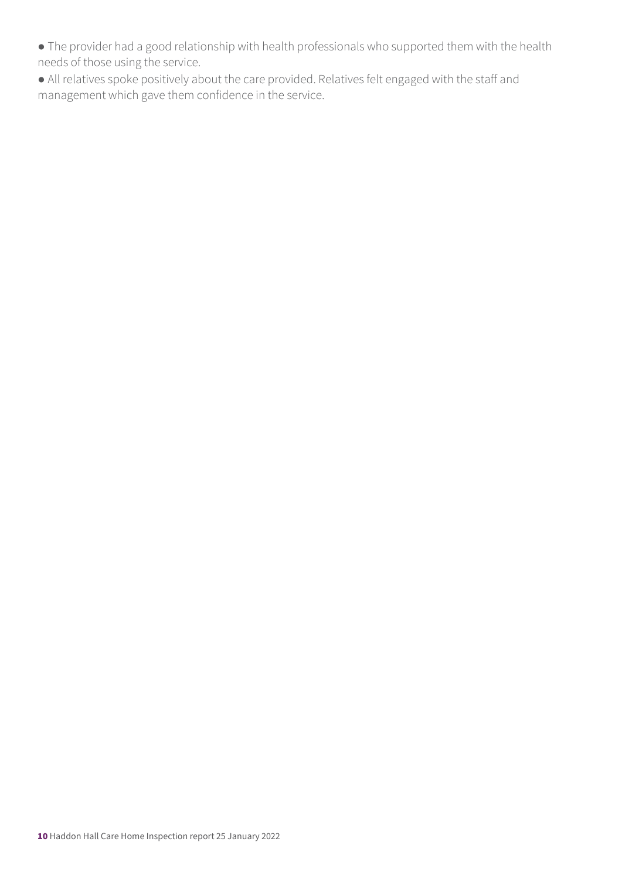- The provider had a good relationship with health professionals who supported them with the health needs of those using the service.
- All relatives spoke positively about the care provided. Relatives felt engaged with the staff and management which gave them confidence in the service.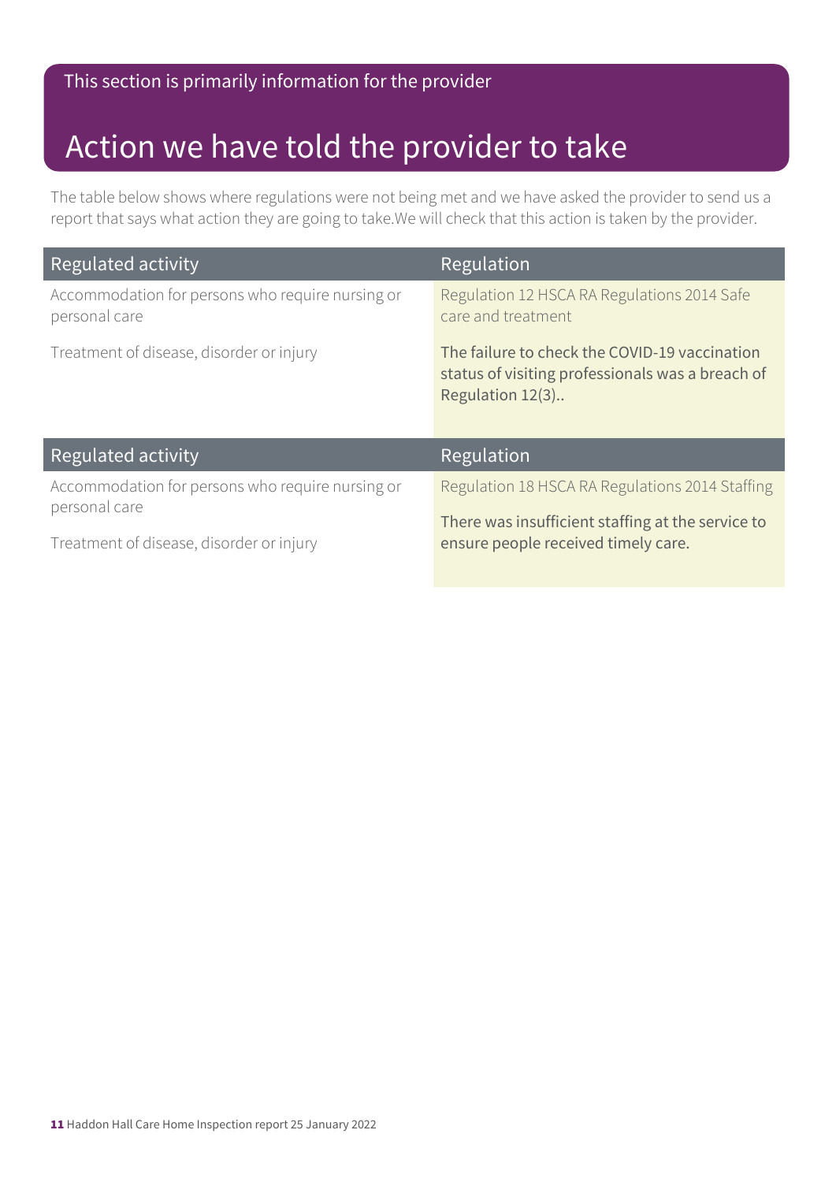This section is primarily information for the provider

# Action we have told the provider to take

The table below shows where regulations were not being met and we have asked the provider to send us a report that says what action they are going to take.We will check that this action is taken by the provider.

| Regulated activity | Regulation |
| --- | --- |
| Accommodation for persons who require nursing or personal care<br><br>Treatment of disease, disorder or injury | Regulation 12 HSCA RA Regulations 2014 Safe care and treatment<br><br>The failure to check the COVID-19 vaccination status of visiting professionals was a breach of Regulation 12(3).. |

| Regulated activity | Regulation |
| --- | --- |
| Accommodation for persons who require nursing or personal care<br><br>Treatment of disease, disorder or injury | Regulation 18 HSCA RA Regulations 2014 Staffing<br><br>There was insufficient staffing at the service to ensure people received timely care. |